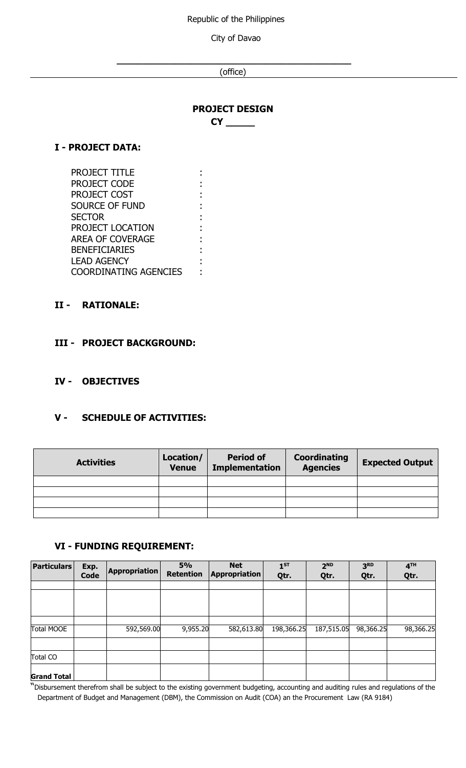Republic of the Philippines

City of Davao

\_\_\_\_\_\_\_\_\_\_\_\_\_\_\_\_\_\_\_\_\_\_\_\_\_\_\_\_\_\_\_\_\_\_\_\_\_\_\_\_

(office)

**PROJECT DESIGN**

**CY \_\_\_\_\_**

## I - PROJECT DATA:

PROJECT TITLE :
PROJECT CODE :
PROJECT COST :
SOURCE OF FUND :
SECTOR :
PROJECT LOCATION :
AREA OF COVERAGE :
BENEFICIARIES :
LEAD AGENCY :
COORDINATING AGENCIES :

## II - RATIONALE:

## III - PROJECT BACKGROUND:

## IV - OBJECTIVES

## V - SCHEDULE OF ACTIVITIES:

| Activities | Location/ Venue | Period of Implementation | Coordinating Agencies | Expected Output |
|---|---|---|---|---|
| | | | | |
| | | | | |
| | | | | |
| | | | | |

## VI - FUNDING REQUIREMENT:

| Particulars | Exp. Code | Appropriation | 5% Retention | Net Appropriation | 1ST Qtr. | 2ND Qtr. | 3RD Qtr. | 4TH Qtr. |
|---|---|---|---|---|---|---|---|---|
| | | | | | | | | |
| | | | | | | | | |
| | | | | | | | | |
| Total MOOE | | 592,569.00 | 9,955.20 | 582,613.80 | 198,366.25 | 187,515.05 | 98,366.25 | 98,366.25 |
| | | | | | | | | |
| Total CO | | | | | | | | |
| **Grand Total** | | | | | | | | |

"Disbursement therefrom shall be subject to the existing government budgeting, accounting and auditing rules and regulations of the Department of Budget and Management (DBM), the Commission on Audit (COA) an the Procurement Law (RA 9184)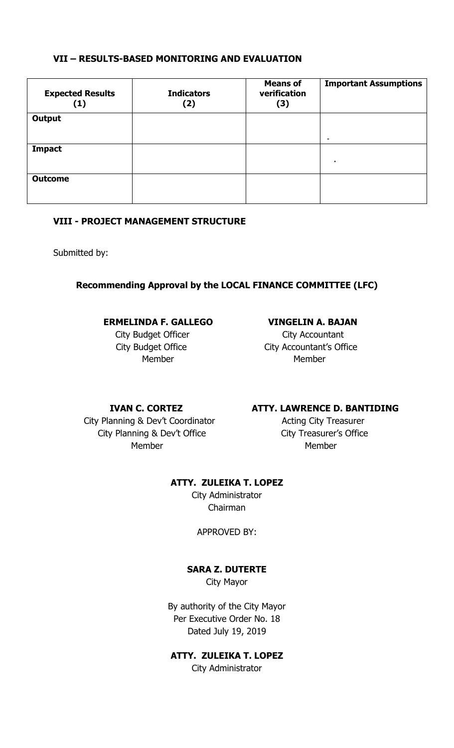### VII – RESULTS-BASED MONITORING AND EVALUATION

| Expected Results (1) | Indicators (2) | Means of verification (3) | Important Assumptions |
|---|---|---|---|
| **Output** | | | - |
| **Impact** | | | . |
| **Outcome** | | | |

### VIII - PROJECT MANAGEMENT STRUCTURE

Submitted by:

**Recommending Approval by the LOCAL FINANCE COMMITTEE (LFC)**

**ERMELINDA F. GALLEGO**
City Budget Officer
City Budget Office
Member

**VINGELIN A. BAJAN**
City Accountant
City Accountant's Office
Member

**IVAN C. CORTEZ**
City Planning & Dev't Coordinator
City Planning & Dev't Office
Member

**ATTY. LAWRENCE D. BANTIDING**
Acting City Treasurer
City Treasurer's Office
Member

**ATTY. ZULEIKA T. LOPEZ**
City Administrator
Chairman

APPROVED BY:

**SARA Z. DUTERTE**
City Mayor

By authority of the City Mayor
Per Executive Order No. 18
Dated July 19, 2019

**ATTY. ZULEIKA T. LOPEZ**
City Administrator